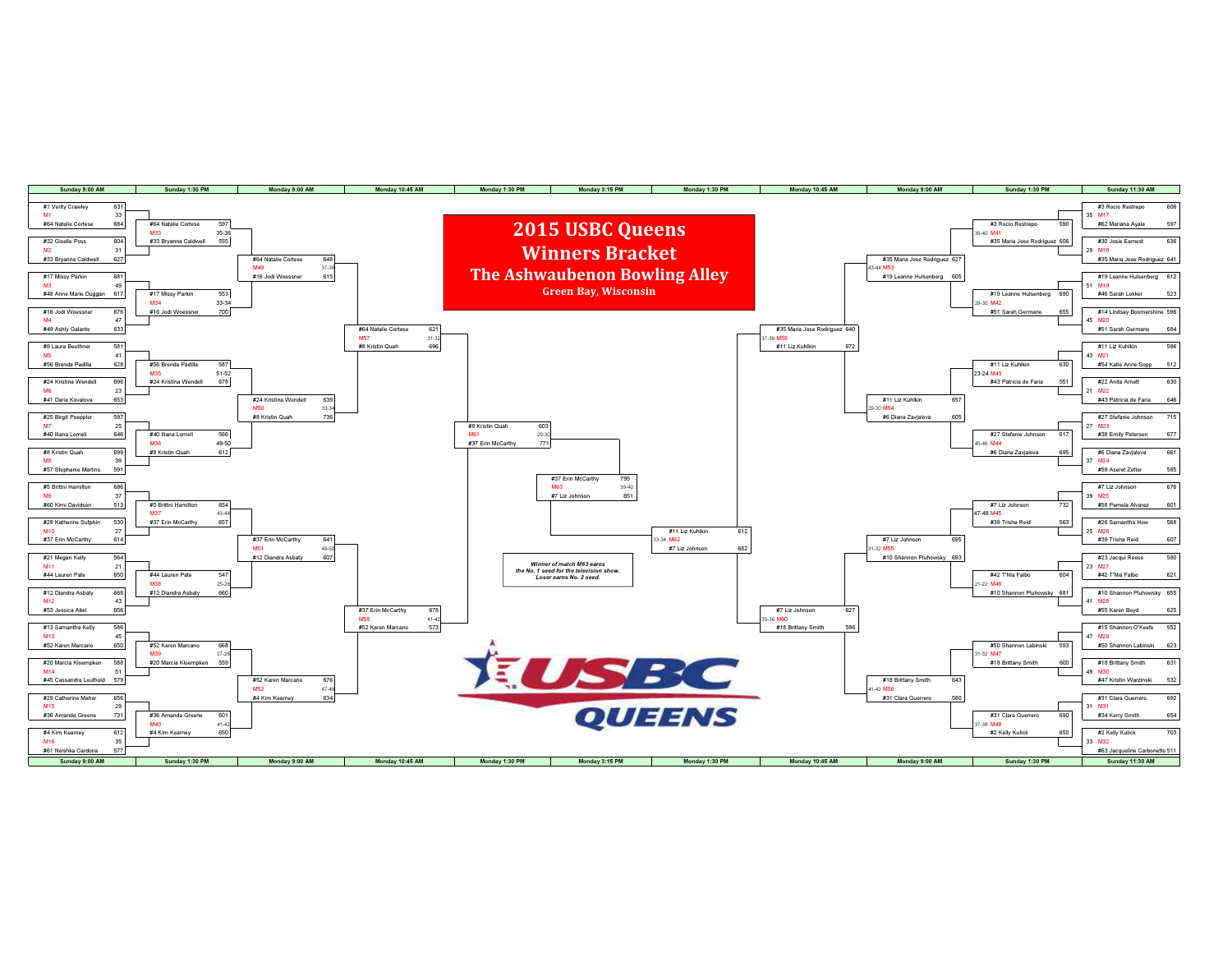# 2015 USBC Queens

## Winners Bracket

### The Ashwaubenon Bowling Alley

**Green Bay, Wisconsin**

## Left Side of Bracket

### Sunday 9:00 AM

| Match | Bowler | Score |
|---|---|---|
| M1 (33) | #1 Verity Crawley | 631 |
| | #64 Natalie Cortese | 684 |
| M2 (31) | #32 Giselle Poss | 604 |
| | #33 Bryanna Caldwell | 627 |
| M3 (49) | #17 Missy Parkin | 681 |
| | #48 Anne Marie Duggan | 617 |
| M4 (47) | #16 Jodi Woessner | 676 |
| | #49 Ashly Galante | 633 |
| M5 (41) | #9 Laura Beuthner | 581 |
| | #56 Brenda Padilla | 628 |
| M6 (23) | #24 Kristina Wendell | 696 |
| | #41 Daria Kovalova | 653 |
| M7 (25) | #25 Birgit Poeppler | 597 |
| | #40 Iliana Lomeli | 646 |
| M8 (39) | #8 Kristin Quah | 699 |
| | #57 Stephanie Martins | 591 |
| M9 (37) | #5 Brittni Hamilton | 686 |
| | #60 Kimi Davidson | 513 |
| M10 (27) | #28 Katherine Sutphin | 530 |
| | #37 Erin McCarthy | 614 |
| M11 (21) | #21 Megan Kelly | 564 |
| | #44 Lauren Pate | 650 |
| M12 (43) | #12 Diandra Asbaty | 668 |
| | #53 Jessica Abel | 656 |
| M13 (45) | #13 Samantha Kelly | 586 |
| | #52 Karen Marcano | 650 |
| M14 (51) | #20 Marcia Kloempken | 588 |
| | #45 Cassandra Leuthold | 579 |
| M15 (29) | #29 Catherine Maher | 656 |
| | #36 Amanda Greene | 731 |
| M16 (35) | #4 Kim Kearney | 612 |
| | #61 Neishka Cardona | 577 |

### Sunday 1:30 PM

| Match | Bowler | Score |
|---|---|---|
| M33 (35-36) | #64 Natalie Cortese | 597 |
| | #33 Bryanna Caldwell | 555 |
| M34 (33-34) | #17 Missy Parkin | 553 |
| | #16 Jodi Woessner | 700 |
| M35 (51-52) | #56 Brenda Padilla | 587 |
| | #24 Kristina Wendell | 678 |
| M36 (49-50) | #40 Iliana Lomeli | 566 |
| | #8 Kristin Quah | 612 |
| M37 (43-44) | #5 Brittni Hamilton | 654 |
| | #37 Erin McCarthy | 657 |
| M38 (25-26) | #44 Lauren Pate | 547 |
| | #12 Diandra Asbaty | 660 |
| M39 (27-28) | #52 Karen Marcano | 668 |
| | #20 Marcia Kloempken | 559 |
| M40 (41-42) | #36 Amanda Greene | 601 |
| | #4 Kim Kearney | 650 |

### Monday 9:00 AM

| Match | Bowler | Score |
|---|---|---|
| M49 (37-38) | #64 Natalie Cortese | 648 |
| | #16 Jodi Woessner | 615 |
| M50 (33-34) | #24 Kristina Wendell | 639 |
| | #8 Kristin Quah | 736 |
| M51 (49-50) | #37 Erin McCarthy | 641 |
| | #12 Diandra Asbaty | 607 |
| M52 (47-48) | #52 Karen Marcano | 676 |
| | #4 Kim Kearney | 634 |

### Monday 10:45 AM

| Match | Bowler | Score |
|---|---|---|
| M57 (31-32) | #64 Natalie Cortese | 621 |
| | #8 Kristin Quah | 696 |
| M58 (41-42) | #37 Erin McCarthy | 678 |
| | #52 Karen Marcano | 573 |

### Monday 1:30 PM

| Match | Bowler | Score |
|---|---|---|
| M61 (29-30) | #8 Kristin Quah | 603 |
| | #37 Erin McCarthy | 771 |

## Center

### Monday 3:15 PM

| Match | Bowler | Score |
|---|---|---|
| M63 (39-40) | #37 Erin McCarthy | 795 |
| | #7 Liz Johnson | 651 |

*Winner of match M63 earns the No. 1 seed for the television show. Loser earns No. 2 seed.*

## Right Side of Bracket

### Monday 1:30 PM

| Match | Bowler | Score |
|---|---|---|
| M62 (33-34) | #11 Liz Kuhlkin | 612 |
| | #7 Liz Johnson | 682 |

### Monday 10:45 AM

| Match | Bowler | Score |
|---|---|---|
| M59 (37-38) | #35 Maria Jose Rodriguez | 640 |
| | #11 Liz Kuhlkin | 672 |
| M60 (35-36) | #7 Liz Johnson | 627 |
| | #18 Brittany Smith | 586 |

### Monday 9:00 AM

| Match | Bowler | Score |
|---|---|---|
| M53 (43-44) | #35 Maria Jose Rodriguez | 627 |
| | #19 Leanne Hulsenberg | 605 |
| M54 (29-30) | #11 Liz Kuhlkin | 657 |
| | #6 Diana Zavjalova | 605 |
| M55 (31-32) | #7 Liz Johnson | 695 |
| | #10 Shannon Pluhowsky | 693 |
| M56 (41-42) | #18 Brittany Smith | 643 |
| | #31 Clara Guerrero | 580 |

### Sunday 1:30 PM

| Match | Bowler | Score |
|---|---|---|
| M41 (39-40) | #3 Rocio Restrepo | 590 |
| | #35 Maria Jose Rodriguez | 606 |
| M42 (29-30) | #19 Leanne Hulsenberg | 690 |
| | #51 Sarah Germano | 655 |
| M43 (23-24) | #11 Liz Kuhlkin | 630 |
| | #43 Patricia de Faria | 551 |
| M44 (45-46) | #27 Stefanie Johnson | 617 |
| | #6 Diana Zavjalova | 695 |
| M45 (47-48) | #7 Liz Johnson | 732 |
| | #39 Trisha Reid | 563 |
| M46 (21-22) | #42 T'Nia Falbo | 604 |
| | #10 Shannon Pluhowsky | 681 |
| M47 (31-32) | #50 Shannon Labinski | 593 |
| | #18 Brittany Smith | 600 |
| M48 (37-38) | #31 Clara Guerrero | 690 |
| | #2 Kelly Kulick | 650 |

### Sunday 11:30 AM

| Match | Bowler | Score |
|---|---|---|
| M17 (35) | #3 Rocio Restrepo | 606 |
| | #62 Mariana Ayala | 597 |
| M18 (29) | #30 Josie Earnest | 636 |
| | #35 Maria Jose Rodriguez | 641 |
| M19 (51) | #19 Leanne Hulsenberg | 612 |
| | #46 Sarah Lokker | 523 |
| M20 (45) | #14 Lindsay Boomershine | 596 |
| | #51 Sarah Germano | 684 |
| M21 (43) | #11 Liz Kuhlkin | 586 |
| | #54 Katie Anne Sopp | 512 |
| M22 (21) | #22 Anita Arnett | 630 |
| | #43 Patricia de Faria | 646 |
| M23 (27) | #27 Stefanie Johnson | 715 |
| | #38 Emily Petersen | 677 |
| M24 (37) | #6 Diana Zavjalova | 661 |
| | #59 Aseret Zetter | 585 |
| M25 (39) | #7 Liz Johnson | 676 |
| | #58 Pamela Alvarez | 601 |
| M26 (25) | #26 Samantha How | 568 |
| | #39 Trisha Reid | 607 |
| M27 (23) | #23 Jacqui Reese | 580 |
| | #42 T'Nia Falbo | 621 |
| M28 (41) | #10 Shannon Pluhowsky | 655 |
| | #55 Karen Boyd | 625 |
| M29 (47) | #15 Shannon O'Keefe | 552 |
| | #50 Shannon Labinski | 623 |
| M30 (49) | #18 Brittany Smith | 631 |
| | #47 Kristin Warzinski | 532 |
| M31 (31) | #31 Clara Guerrero | 692 |
| | #34 Kerry Smith | 654 |
| M32 (33) | #2 Kelly Kulick | 703 |
| | #63 Jacqueline Carbonetto | 511 |

USBC QUEENS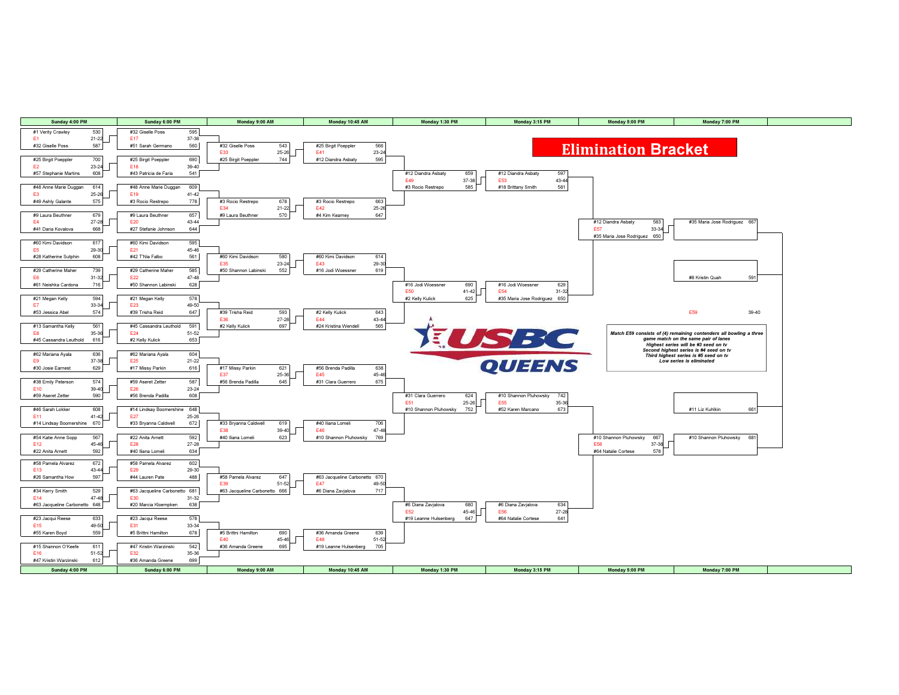# Elimination Bracket

## Sunday 4:00 PM

| Match | Bowler | Score | Lanes |
|---|---|---|---|
| E1 | #1 Verity Crawley | 530 | 21-22 |
| | #32 Giselle Poss | 587 | |
| E2 | #25 Birgit Poeppler | 700 | 23-24 |
| | #57 Stephanie Martins | 608 | |
| E3 | #48 Anne Marie Duggan | 614 | 25-26 |
| | #49 Ashly Galante | 575 | |
| E4 | #9 Laura Beuthner | 679 | 27-28 |
| | #41 Daria Kovalova | 668 | |
| E5 | #60 Kimi Davidson | 617 | 29-30 |
| | #28 Katherine Sutphin | 608 | |
| E6 | #29 Catherine Maher | 739 | 31-32 |
| | #61 Neishka Cardona | 716 | |
| E7 | #21 Megan Kelly | 594 | 33-34 |
| | #53 Jessica Abel | 574 | |
| E8 | #13 Samantha Kelly | 561 | 35-36 |
| | #45 Cassandra Leuthold | 616 | |
| E9 | #62 Mariana Ayala | 636 | 37-38 |
| | #30 Josie Earnest | 629 | |
| E10 | #38 Emily Peterson | 574 | 39-40 |
| | #59 Aseret Zetter | 590 | |
| E11 | #46 Sarah Lokker | 608 | 41-42 |
| | #14 Lindsay Boomershine | 670 | |
| E12 | #54 Katie Anne Sopp | 567 | 45-46 |
| | #22 Anita Arnett | 592 | |
| E13 | #58 Pamela Alvarez | 672 | 43-44 |
| | #26 Samantha How | 597 | |
| E14 | #34 Kerry Smith | 529 | 47-48 |
| | #63 Jacqueline Carbonetto | 648 | |
| E15 | #23 Jacqui Reese | 633 | 49-50 |
| | #55 Karen Boyd | 559 | |
| E16 | #15 Shannon O'Keefe | 611 | 51-52 |
| | #47 Kristin Warzinski | 612 | |

## Sunday 6:00 PM

| Match | Bowler | Score | Lanes |
|---|---|---|---|
| E17 | #32 Giselle Poss | 595 | 37-38 |
| | #51 Sarah Germano | 560 | |
| E18 | #25 Birgit Poeppler | 690 | 39-40 |
| | #43 Patricia de Faria | 541 | |
| E19 | #48 Anne Marie Duggan | 609 | 41-42 |
| | #3 Rocio Restrepo | 778 | |
| E20 | #9 Laura Beuthner | 657 | 43-44 |
| | #27 Stefanie Johnson | 644 | |
| E21 | #60 Kimi Davidson | 595 | 45-46 |
| | #42 T'Nia Falbo | 561 | |
| E22 | #29 Catherine Maher | 585 | 47-48 |
| | #50 Shannon Labinski | 628 | |
| E23 | #21 Megan Kelly | 578 | 49-50 |
| | #39 Trisha Reid | 647 | |
| E24 | #45 Cassandra Leuthold | 591 | 51-52 |
| | #2 Kelly Kulick | 653 | |
| E25 | #62 Mariana Ayala | 604 | 21-22 |
| | #17 Missy Parkin | 616 | |
| E26 | #59 Aseret Zetter | 587 | 23-24 |
| | #56 Brenda Padilla | 608 | |
| E27 | #14 Lindsay Boomershine | 648 | 25-26 |
| | #33 Bryanna Caldwell | 672 | |
| E28 | #22 Anita Arnett | 592 | 27-28 |
| | #40 Iliana Lomeli | 634 | |
| E29 | #58 Pamela Alvarez | 602 | 29-30 |
| | #44 Lauren Pate | 488 | |
| E30 | #63 Jacqueline Carbonetto | 681 | 31-32 |
| | #20 Marcia Kloempken | 638 | |
| E31 | #23 Jacqui Reese | 578 | 33-34 |
| | #5 Brittni Hamilton | 678 | |
| E32 | #47 Kristin Warzinski | 542 | 35-36 |
| | #36 Amanda Greene | 699 | |

## Monday 9:00 AM

| Match | Bowler | Score | Lanes |
|---|---|---|---|
| E33 | #32 Giselle Poss | 543 | 25-26 |
| | #25 Birgit Poeppler | 744 | |
| E34 | #3 Rocio Restrepo | 678 | 21-22 |
| | #9 Laura Beuthner | 570 | |
| E35 | #60 Kimi Davidson | 580 | 23-24 |
| | #50 Shannon Labinski | 552 | |
| E36 | #39 Trisha Reid | 593 | 27-28 |
| | #2 Kelly Kulick | 697 | |
| E37 | #17 Missy Parkin | 621 | 25-36 |
| | #56 Brenda Padilla | 645 | |
| E38 | #33 Bryanna Caldwell | 619 | 39-40 |
| | #40 Iliana Lomeli | 623 | |
| E39 | #58 Pamela Alvarez | 647 | 51-52 |
| | #63 Jacqueline Carbonetto | 666 | |
| E40 | #5 Brittni Hamilton | 690 | 45-46 |
| | #36 Amanda Greene | 695 | |

## Monday 10:45 AM

| Match | Bowler | Score | Lanes |
|---|---|---|---|
| E41 | #25 Birgit Poeppler | 566 | 23-24 |
| | #12 Diandra Asbaty | 595 | |
| E42 | #3 Rocio Restrepo | 663 | 25-26 |
| | #4 Kim Kearney | 647 | |
| E43 | #60 Kimi Davidson | 614 | 29-30 |
| | #16 Jodi Woessner | 619 | |
| E44 | #2 Kelly Kulick | 643 | 43-44 |
| | #24 Kristina Wendell | 565 | |
| E45 | #56 Brenda Padilla | 638 | 45-46 |
| | #31 Clara Guerrero | 675 | |
| E46 | #40 Iliana Lomeli | 706 | 47-48 |
| | #10 Shannon Pluhowsky | 769 | |
| E47 | #63 Jacqueline Carbonetto | 670 | 49-50 |
| | #6 Diana Zavjalova | 717 | |
| E48 | #36 Amanda Greene | 639 | 51-52 |
| | #19 Leanne Hulsenberg | 705 | |

## Monday 1:30 PM

| Match | Bowler | Score | Lanes |
|---|---|---|---|
| E49 | #12 Diandra Asbaty | 659 | 37-38 |
| | #3 Rocio Restrepo | 585 | |
| E50 | #16 Jodi Woessner | 690 | 41-42 |
| | #2 Kelly Kulick | 625 | |
| E51 | #31 Clara Guerrero | 624 | 25-26 |
| | #10 Shannon Pluhowsky | 752 | |
| E52 | #6 Diana Zavjalova | 680 | 45-46 |
| | #19 Leanne Hulsenberg | 647 | |

## Monday 3:15 PM

| Match | Bowler | Score | Lanes |
|---|---|---|---|
| E53 | #12 Diandra Asbaty | 597 | 43-44 |
| | #18 Brittany Smith | 581 | |
| E54 | #16 Jodi Woessner | 629 | 31-32 |
| | #35 Maria Jose Rodriguez | 650 | |
| E55 | #10 Shannon Pluhowsky | 742 | 35-36 |
| | #52 Karen Marcano | 673 | |
| E56 | #6 Diana Zavjalova | 634 | 27-28 |
| | #64 Natalie Cortese | 641 | |

## Monday 5:00 PM

| Match | Bowler | Score | Lanes |
|---|---|---|---|
| E57 | #12 Diandra Asbaty | 583 | 33-34 |
| | #35 Maria Jose Rodriguez | 650 | |
| E58 | #10 Shannon Pluhowsky | 667 | 37-38 |
| | #64 Natalie Cortese | 578 | |

## Monday 7:00 PM

| Match | Bowler | Score | Lanes |
|---|---|---|---|
| E59 | #35 Maria Jose Rodriguez | 667 | 39-40 |
| | #8 Kristin Quah | 591 | |
| | #11 Liz Kuhlkin | 661 | |
| | #10 Shannon Pluhowsky | 681 | |

*Match E59 consists of (4) remaining contenders all bowling a three game match on the same pair of lanes*
*Highest series will be #3 seed on tv*
*Second highest series is #4 seed on tv*
*Third highest series is #5 seed on tv*
*Low series is eliminated*

USBC QUEENS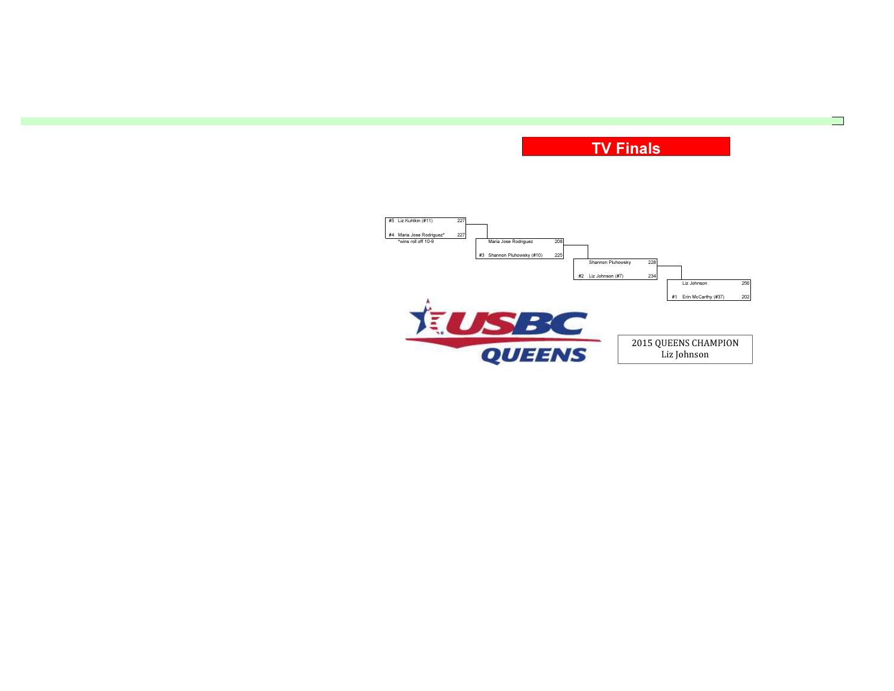# TV Finals

#5 Liz Kuhlkin (#11) 227

#4 Maria Jose Rodriguez* 227

*wins roll off 10-9

Maria Jose Rodriguez 208

#3 Shannon Pluhowsky (#10) 225

Shannon Pluhowsky 228

#2 Liz Johnson (#7) 234

Liz Johnson 256

#1 Erin McCarthy (#37) 202

USBC QUEENS

2015 QUEENS CHAMPION
Liz Johnson